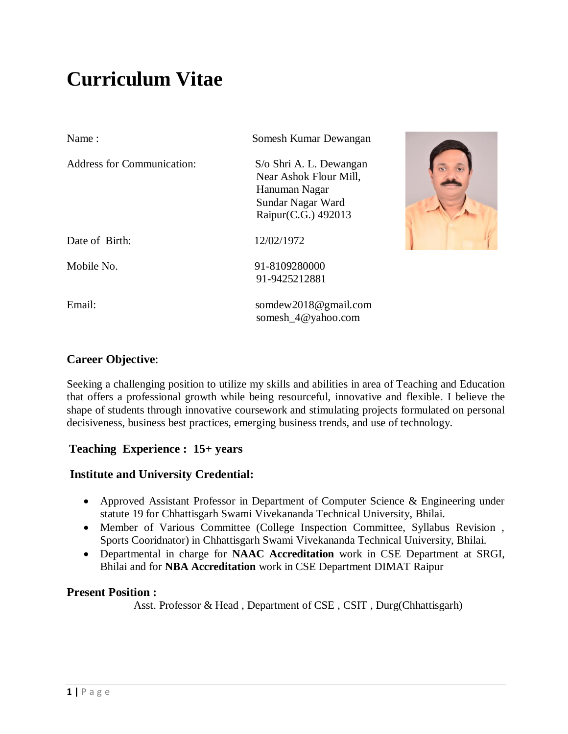# Curriculum Vitae

| | |
|---|---|
| Name : | Somesh Kumar Dewangan |
| Address for Communication: | S/o Shri A. L. Dewangan<br>Near Ashok Flour Mill,<br>Hanuman Nagar<br>Sundar Nagar Ward<br>Raipur(C.G.) 492013 |
| Date of Birth: | 12/02/1972 |
| Mobile No. | 91-8109280000<br>91-9425212881 |
| Email: | somdew2018@gmail.com<br>somesh_4@yahoo.com |

## Career Objective:

Seeking a challenging position to utilize my skills and abilities in area of Teaching and Education that offers a professional growth while being resourceful, innovative and flexible. I believe the shape of students through innovative coursework and stimulating projects formulated on personal decisiveness, business best practices, emerging business trends, and use of technology.

## Teaching Experience : 15+ years

## Institute and University Credential:

- Approved Assistant Professor in Department of Computer Science & Engineering under statute 19 for Chhattisgarh Swami Vivekananda Technical University, Bhilai.
- Member of Various Committee (College Inspection Committee, Syllabus Revision , Sports Cooridnator) in Chhattisgarh Swami Vivekananda Technical University, Bhilai.
- Departmental in charge for **NAAC Accreditation** work in CSE Department at SRGI, Bhilai and for **NBA Accreditation** work in CSE Department DIMAT Raipur

## Present Position :

Asst. Professor & Head , Department of CSE , CSIT , Durg(Chhattisgarh)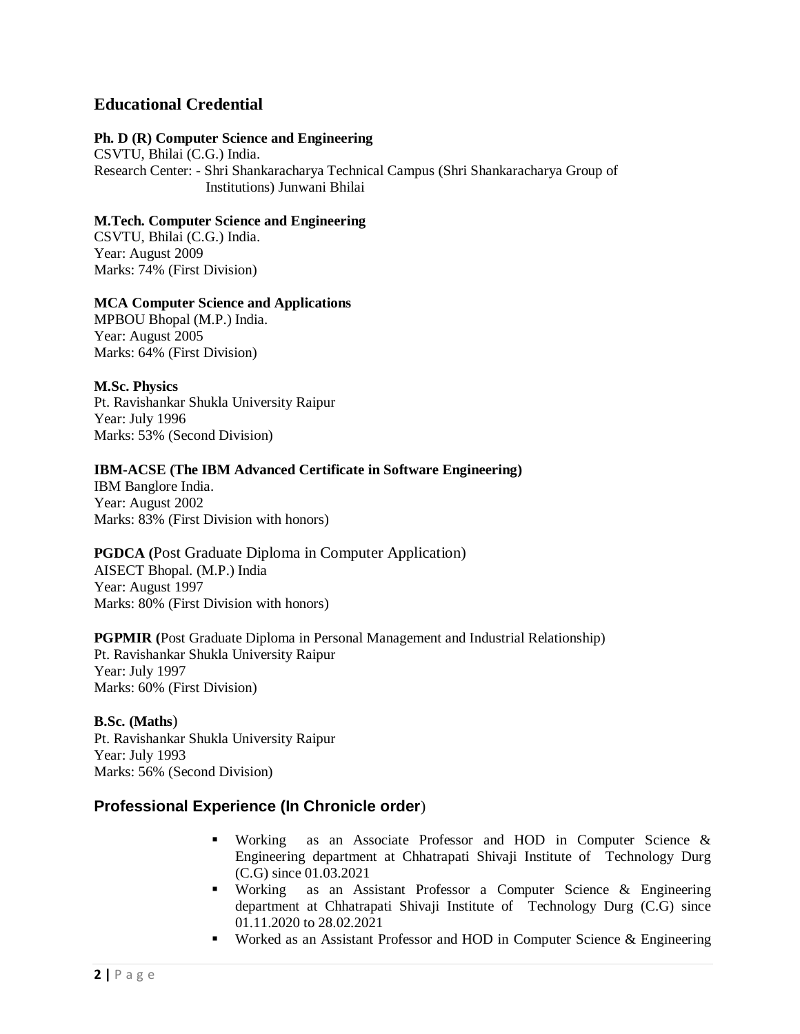## Educational Credential

**Ph. D (R) Computer Science and Engineering**
CSVTU, Bhilai (C.G.) India.
Research Center: - Shri Shankaracharya Technical Campus (Shri Shankaracharya Group of Institutions) Junwani Bhilai

**M.Tech. Computer Science and Engineering**
CSVTU, Bhilai (C.G.) India.
Year: August 2009
Marks: 74% (First Division)

**MCA Computer Science and Applications**
MPBOU Bhopal (M.P.) India.
Year: August 2005
Marks: 64% (First Division)

**M.Sc. Physics**
Pt. Ravishankar Shukla University Raipur
Year: July 1996
Marks: 53% (Second Division)

**IBM-ACSE (The IBM Advanced Certificate in Software Engineering)**
IBM Banglore India.
Year: August 2002
Marks: 83% (First Division with honors)

**PGDCA (**Post Graduate Diploma in Computer Application)
AISECT Bhopal. (M.P.) India
Year: August 1997
Marks: 80% (First Division with honors)

**PGPMIR (**Post Graduate Diploma in Personal Management and Industrial Relationship)
Pt. Ravishankar Shukla University Raipur
Year: July 1997
Marks: 60% (First Division)

**B.Sc. (Maths**)
Pt. Ravishankar Shukla University Raipur
Year: July 1993
Marks: 56% (Second Division)

## Professional Experience (In Chronicle order)

- Working as an Associate Professor and HOD in Computer Science & Engineering department at Chhatrapati Shivaji Institute of Technology Durg (C.G) since 01.03.2021
- Working as an Assistant Professor a Computer Science & Engineering department at Chhatrapati Shivaji Institute of Technology Durg (C.G) since 01.11.2020 to 28.02.2021
- Worked as an Assistant Professor and HOD in Computer Science & Engineering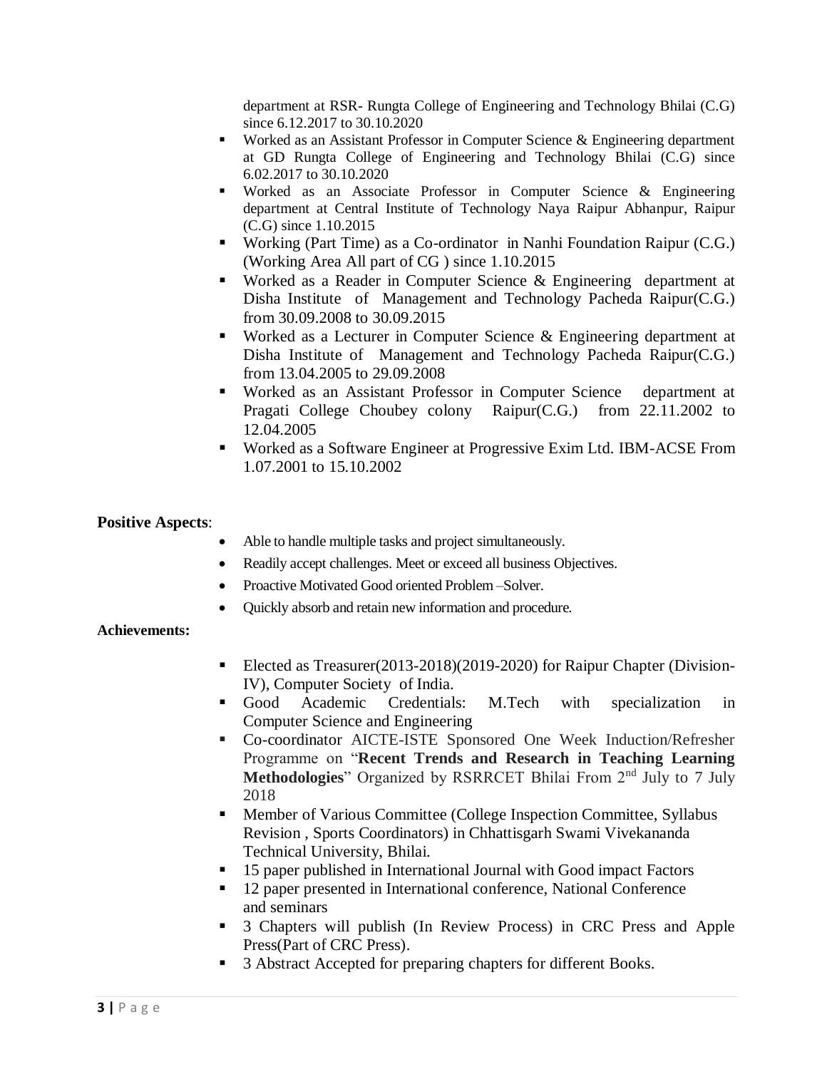department at RSR- Rungta College of Engineering and Technology Bhilai (C.G) since 6.12.2017 to 30.10.2020

- Worked as an Assistant Professor in Computer Science & Engineering department at GD Rungta College of Engineering and Technology Bhilai (C.G) since 6.02.2017 to 30.10.2020
- Worked as an Associate Professor in Computer Science & Engineering department at Central Institute of Technology Naya Raipur Abhanpur, Raipur (C.G) since 1.10.2015
- Working (Part Time) as a Co-ordinator in Nanhi Foundation Raipur (C.G.) (Working Area All part of CG ) since 1.10.2015
- Worked as a Reader in Computer Science & Engineering department at Disha Institute of Management and Technology Pacheda Raipur(C.G.) from 30.09.2008 to 30.09.2015
- Worked as a Lecturer in Computer Science & Engineering department at Disha Institute of Management and Technology Pacheda Raipur(C.G.) from 13.04.2005 to 29.09.2008
- Worked as an Assistant Professor in Computer Science department at Pragati College Choubey colony Raipur(C.G.) from 22.11.2002 to 12.04.2005
- Worked as a Software Engineer at Progressive Exim Ltd. IBM-ACSE From 1.07.2001 to 15.10.2002

**Positive Aspects**:

- Able to handle multiple tasks and project simultaneously.
- Readily accept challenges. Meet or exceed all business Objectives.
- Proactive Motivated Good oriented Problem –Solver.
- Quickly absorb and retain new information and procedure.

**Achievements:**

- Elected as Treasurer(2013-2018)(2019-2020) for Raipur Chapter (Division-IV), Computer Society of India.
- Good Academic Credentials: M.Tech with specialization in Computer Science and Engineering
- Co-coordinator AICTE-ISTE Sponsored One Week Induction/Refresher Programme on "**Recent Trends and Research in Teaching Learning Methodologies**" Organized by RSRRCET Bhilai From 2nd July to 7 July 2018
- Member of Various Committee (College Inspection Committee, Syllabus Revision , Sports Coordinators) in Chhattisgarh Swami Vivekananda Technical University, Bhilai.
- 15 paper published in International Journal with Good impact Factors
- 12 paper presented in International conference, National Conference and seminars
- 3 Chapters will publish (In Review Process) in CRC Press and Apple Press(Part of CRC Press).
- 3 Abstract Accepted for preparing chapters for different Books.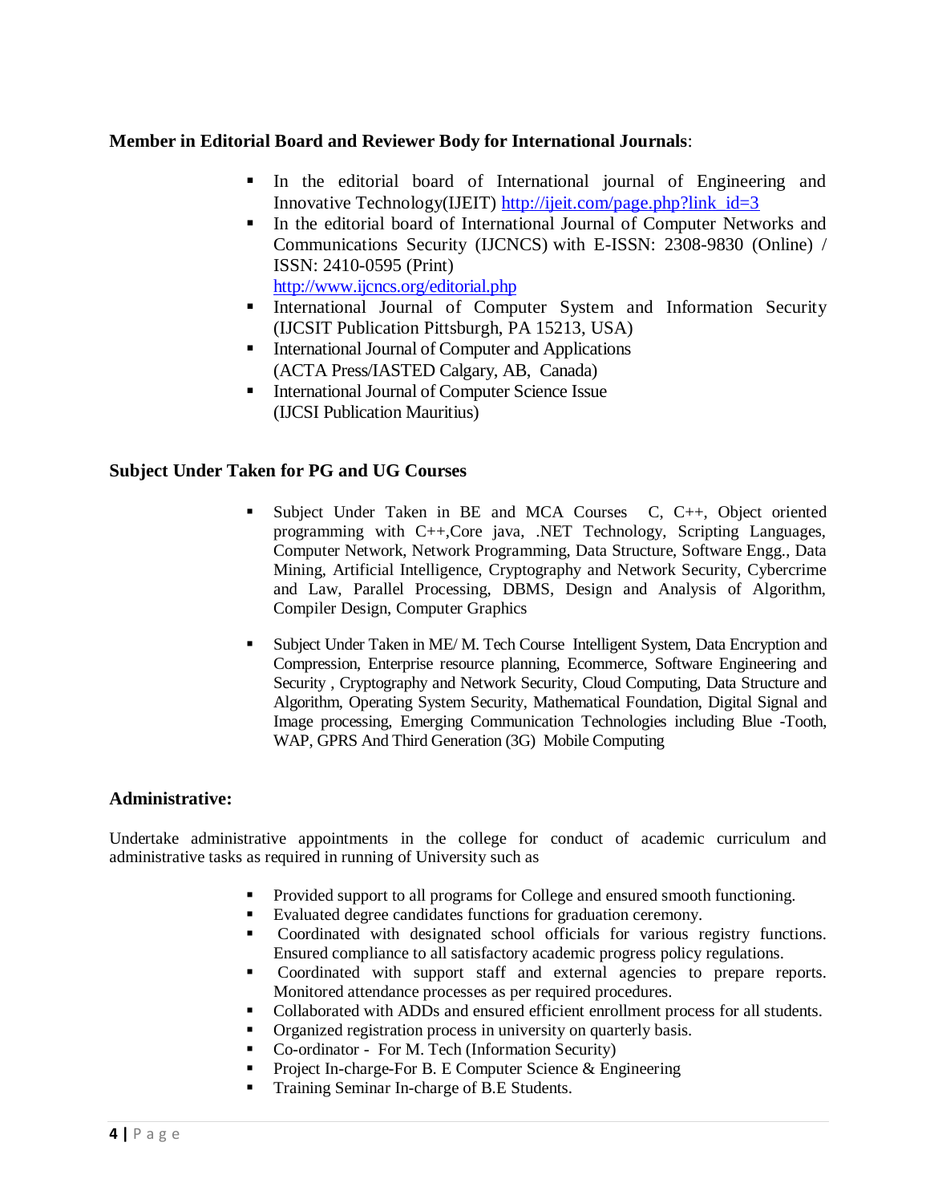**Member in Editorial Board and Reviewer Body for International Journals**:

- In the editorial board of International journal of Engineering and Innovative Technology(IJEIT) http://ijeit.com/page.php?link_id=3
- In the editorial board of International Journal of Computer Networks and Communications Security (IJCNCS) with E-ISSN: 2308-9830 (Online) / ISSN: 2410-0595 (Print) http://www.ijcncs.org/editorial.php
- International Journal of Computer System and Information Security (IJCSIT Publication Pittsburgh, PA 15213, USA)
- International Journal of Computer and Applications (ACTA Press/IASTED Calgary, AB, Canada)
- International Journal of Computer Science Issue (IJCSI Publication Mauritius)

**Subject Under Taken for PG and UG Courses**

- Subject Under Taken in BE and MCA Courses C, C++, Object oriented programming with C++,Core java, .NET Technology, Scripting Languages, Computer Network, Network Programming, Data Structure, Software Engg., Data Mining, Artificial Intelligence, Cryptography and Network Security, Cybercrime and Law, Parallel Processing, DBMS, Design and Analysis of Algorithm, Compiler Design, Computer Graphics

- Subject Under Taken in ME/ M. Tech Course Intelligent System, Data Encryption and Compression, Enterprise resource planning, Ecommerce, Software Engineering and Security , Cryptography and Network Security, Cloud Computing, Data Structure and Algorithm, Operating System Security, Mathematical Foundation, Digital Signal and Image processing, Emerging Communication Technologies including Blue -Tooth, WAP, GPRS And Third Generation (3G) Mobile Computing

**Administrative:**

Undertake administrative appointments in the college for conduct of academic curriculum and administrative tasks as required in running of University such as

- Provided support to all programs for College and ensured smooth functioning.
- Evaluated degree candidates functions for graduation ceremony.
- Coordinated with designated school officials for various registry functions. Ensured compliance to all satisfactory academic progress policy regulations.
- Coordinated with support staff and external agencies to prepare reports. Monitored attendance processes as per required procedures.
- Collaborated with ADDs and ensured efficient enrollment process for all students.
- Organized registration process in university on quarterly basis.
- Co-ordinator - For M. Tech (Information Security)
- Project In-charge-For B. E Computer Science & Engineering
- Training Seminar In-charge of B.E Students.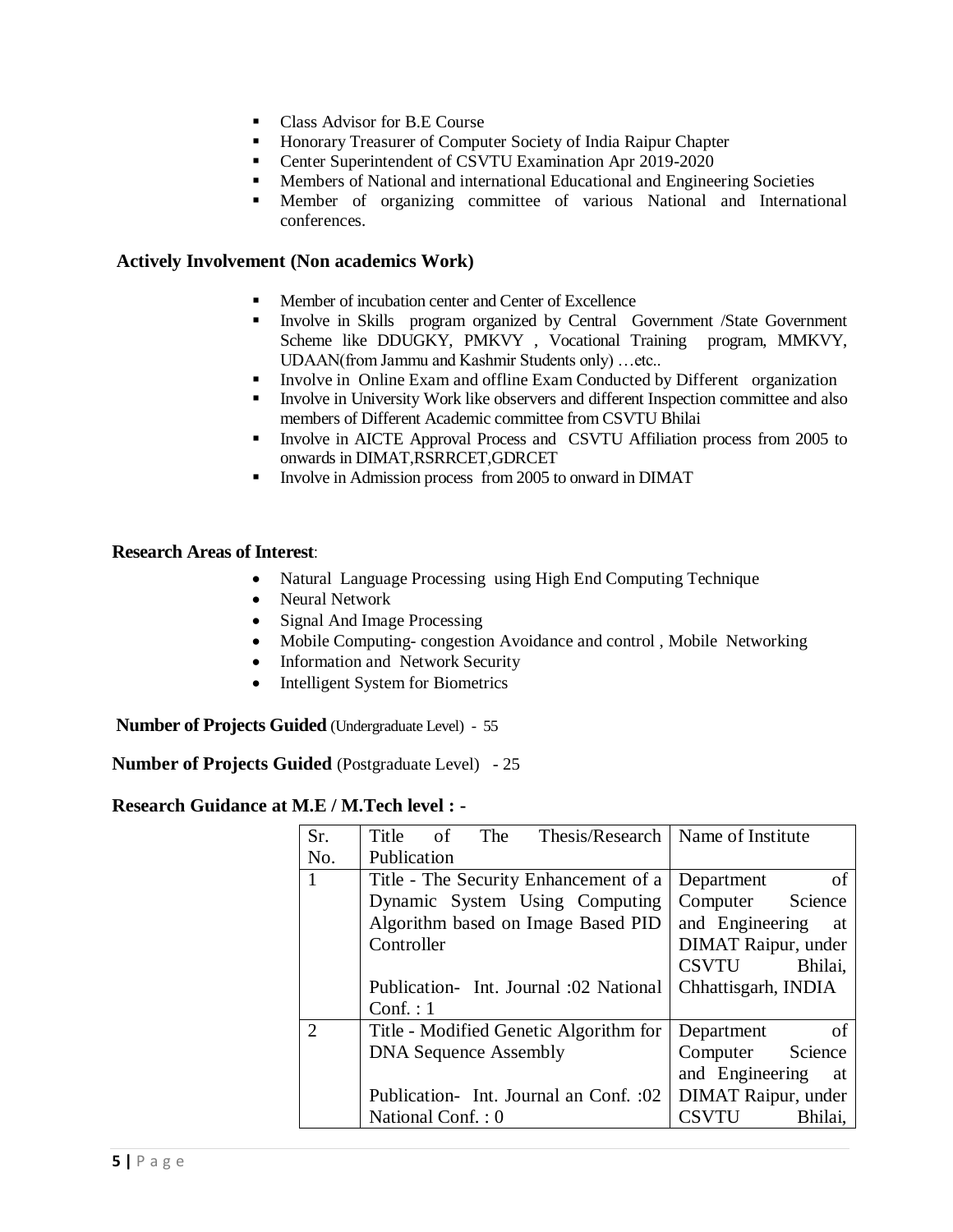- Class Advisor for B.E Course
- Honorary Treasurer of Computer Society of India Raipur Chapter
- Center Superintendent of CSVTU Examination Apr 2019-2020
- Members of National and international Educational and Engineering Societies
- Member of organizing committee of various National and International conferences.

### Actively Involvement (Non academics Work)

- Member of incubation center and Center of Excellence
- Involve in Skills program organized by Central Government /State Government Scheme like DDUGKY, PMKVY , Vocational Training program, MMKVY, UDAAN(from Jammu and Kashmir Students only) …etc..
- Involve in Online Exam and offline Exam Conducted by Different organization
- Involve in University Work like observers and different Inspection committee and also members of Different Academic committee from CSVTU Bhilai
- Involve in AICTE Approval Process and CSVTU Affiliation process from 2005 to onwards in DIMAT,RSRRCET,GDRCET
- Involve in Admission process from 2005 to onward in DIMAT

**Research Areas of Interest**:

- Natural Language Processing using High End Computing Technique
- Neural Network
- Signal And Image Processing
- Mobile Computing- congestion Avoidance and control , Mobile Networking
- Information and Network Security
- Intelligent System for Biometrics

**Number of Projects Guided** (Undergraduate Level) - 55

**Number of Projects Guided** (Postgraduate Level) - 25

**Research Guidance at M.E / M.Tech level : -**

| Sr. No. | Title of The Thesis/Research Publication | Name of Institute |
|---|---|---|
| 1 | Title - The Security Enhancement of a Dynamic System Using Computing Algorithm based on Image Based PID Controller<br><br>Publication- Int. Journal :02 National Conf. : 1 | Department of Computer Science and Engineering at DIMAT Raipur, under CSVTU Bhilai, Chhattisgarh, INDIA |
| 2 | Title - Modified Genetic Algorithm for DNA Sequence Assembly<br><br>Publication- Int. Journal an Conf. :02 National Conf. : 0 | Department of Computer Science and Engineering at DIMAT Raipur, under CSVTU Bhilai, |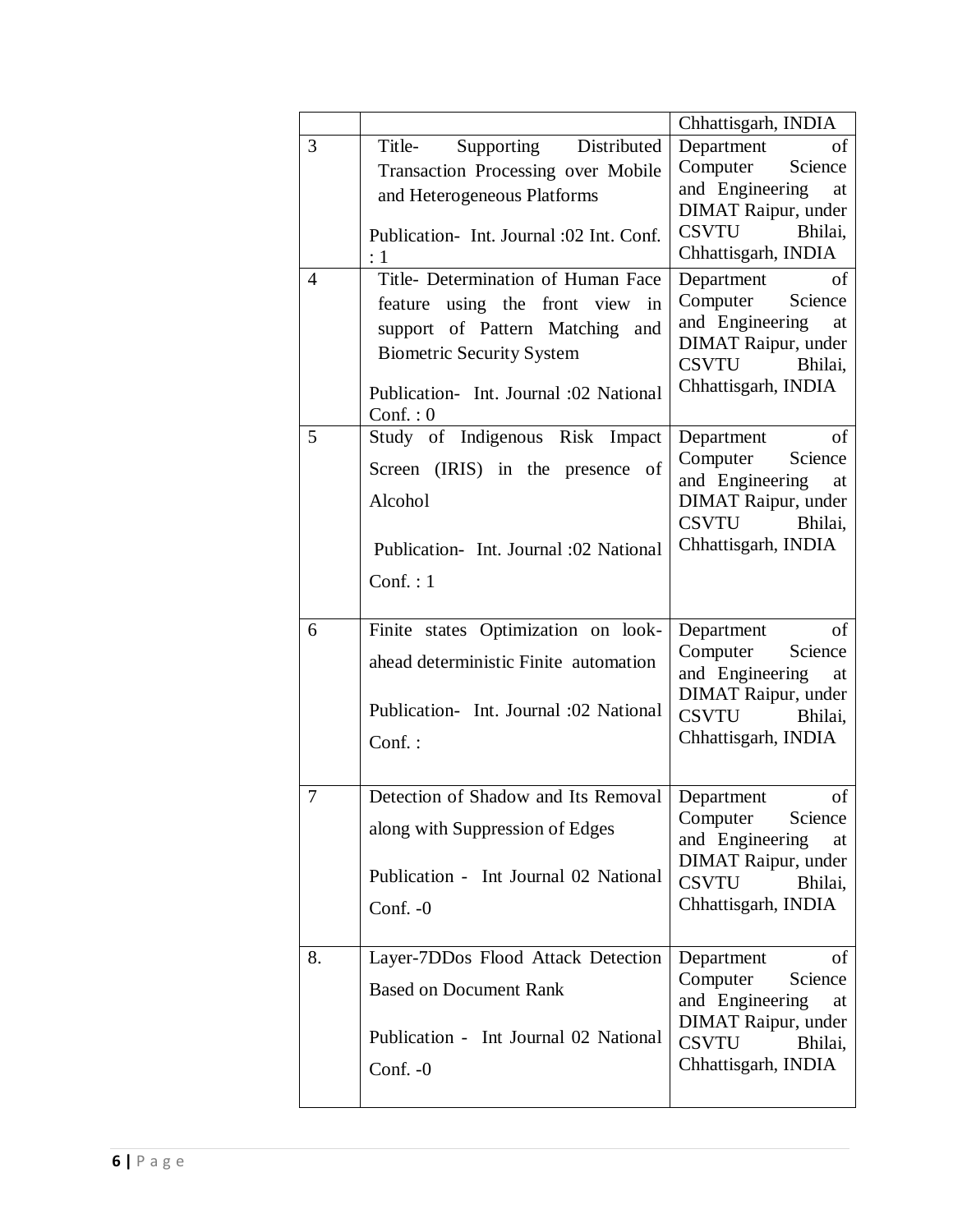| | | |
|---|---|---|
| | | Chhattisgarh, INDIA |
| 3 | Title- Supporting Distributed Transaction Processing over Mobile and Heterogeneous Platforms<br><br>Publication- Int. Journal :02 Int. Conf. : 1 | Department of Computer Science and Engineering at DIMAT Raipur, under CSVTU Bhilai, Chhattisgarh, INDIA |
| 4 | Title- Determination of Human Face feature using the front view in support of Pattern Matching and Biometric Security System<br><br>Publication- Int. Journal :02 National Conf. : 0 | Department of Computer Science and Engineering at DIMAT Raipur, under CSVTU Bhilai, Chhattisgarh, INDIA |
| 5 | Study of Indigenous Risk Impact Screen (IRIS) in the presence of Alcohol<br><br>Publication- Int. Journal :02 National Conf. : 1 | Department of Computer Science and Engineering at DIMAT Raipur, under CSVTU Bhilai, Chhattisgarh, INDIA |
| 6 | Finite states Optimization on look-ahead deterministic Finite automation<br><br>Publication- Int. Journal :02 National Conf. : | Department of Computer Science and Engineering at DIMAT Raipur, under CSVTU Bhilai, Chhattisgarh, INDIA |
| 7 | Detection of Shadow and Its Removal along with Suppression of Edges<br><br>Publication - Int Journal 02 National Conf. -0 | Department of Computer Science and Engineering at DIMAT Raipur, under CSVTU Bhilai, Chhattisgarh, INDIA |
| 8. | Layer-7DDos Flood Attack Detection Based on Document Rank<br><br>Publication - Int Journal 02 National Conf. -0 | Department of Computer Science and Engineering at DIMAT Raipur, under CSVTU Bhilai, Chhattisgarh, INDIA |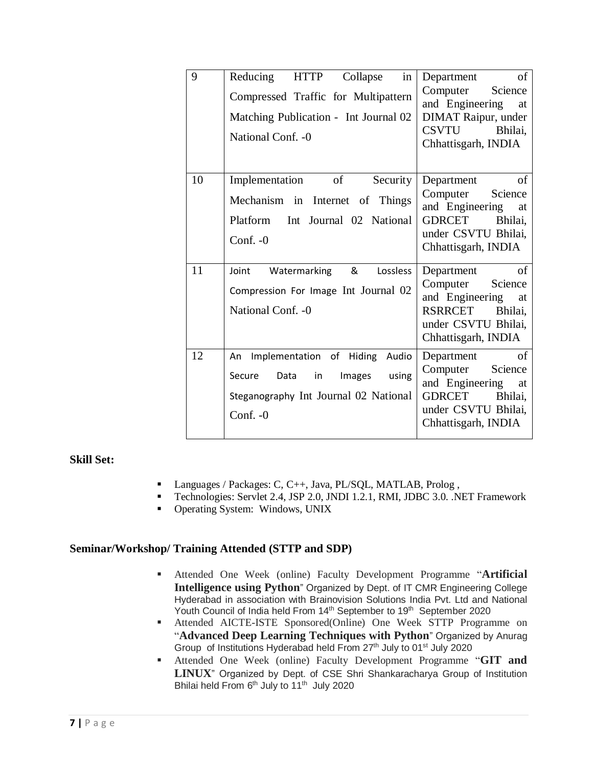| 9 | Reducing HTTP Collapse in Compressed Traffic for Multipattern Matching Publication - Int Journal 02 National Conf. -0 | Department of Computer Science and Engineering at DIMAT Raipur, under CSVTU Bhilai, Chhattisgarh, INDIA |
|---|---|---|
| 10 | Implementation of Security Mechanism in Internet of Things Platform Int Journal 02 National Conf. -0 | Department of Computer Science and Engineering at GDRCET Bhilai, under CSVTU Bhilai, Chhattisgarh, INDIA |
| 11 | Joint Watermarking & Lossless Compression For Image Int Journal 02 National Conf. -0 | Department of Computer Science and Engineering at RSRRCET Bhilai, under CSVTU Bhilai, Chhattisgarh, INDIA |
| 12 | An Implementation of Hiding Audio Secure Data in Images using Steganography Int Journal 02 National Conf. -0 | Department of Computer Science and Engineering at GDRCET Bhilai, under CSVTU Bhilai, Chhattisgarh, INDIA |

**Skill Set:**

- Languages / Packages: C, C++, Java, PL/SQL, MATLAB, Prolog ,
- Technologies: Servlet 2.4, JSP 2.0, JNDI 1.2.1, RMI, JDBC 3.0. .NET Framework
- Operating System: Windows, UNIX

**Seminar/Workshop/ Training Attended (STTP and SDP)**

- Attended One Week (online) Faculty Development Programme "**Artificial Intelligence using Python**" Organized by Dept. of IT CMR Engineering College Hyderabad in association with Brainovision Solutions India Pvt. Ltd and National Youth Council of India held From 14th September to 19th September 2020
- Attended AICTE-ISTE Sponsored(Online) One Week STTP Programme on "**Advanced Deep Learning Techniques with Python**" Organized by Anurag Group of Institutions Hyderabad held From 27th July to 01st July 2020
- Attended One Week (online) Faculty Development Programme "**GIT and LINUX**" Organized by Dept. of CSE Shri Shankaracharya Group of Institution Bhilai held From 6th July to 11th July 2020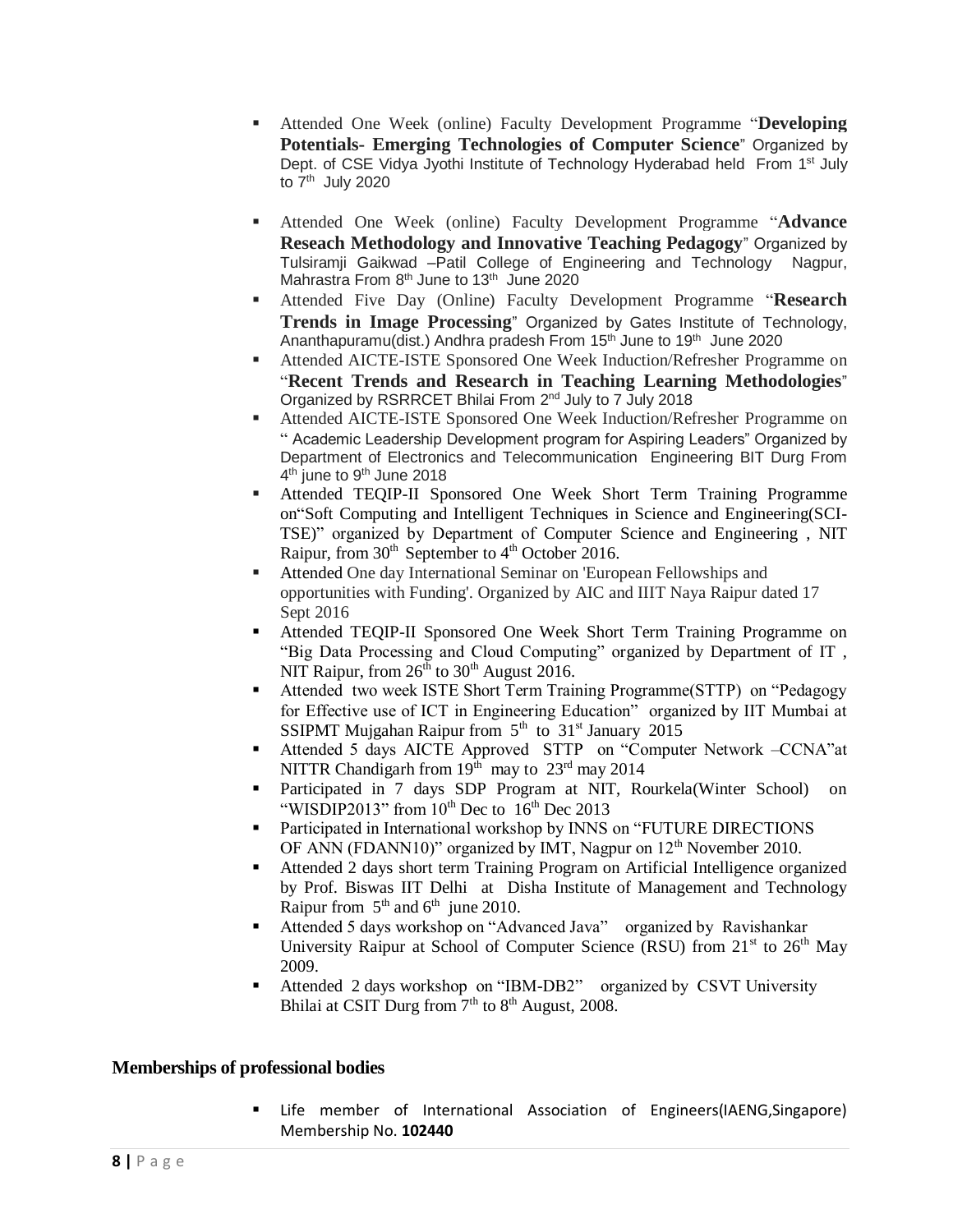- Attended One Week (online) Faculty Development Programme "**Developing Potentials- Emerging Technologies of Computer Science**" Organized by Dept. of CSE Vidya Jyothi Institute of Technology Hyderabad held From 1st July to 7th July 2020
- Attended One Week (online) Faculty Development Programme "**Advance Reseach Methodology and Innovative Teaching Pedagogy**" Organized by Tulsiramji Gaikwad –Patil College of Engineering and Technology Nagpur, Mahrastra From 8th June to 13th June 2020
- Attended Five Day (Online) Faculty Development Programme "**Research Trends in Image Processing**" Organized by Gates Institute of Technology, Ananthapuramu(dist.) Andhra pradesh From 15th June to 19th June 2020
- Attended AICTE-ISTE Sponsored One Week Induction/Refresher Programme on "**Recent Trends and Research in Teaching Learning Methodologies**" Organized by RSRRCET Bhilai From 2nd July to 7 July 2018
- Attended AICTE-ISTE Sponsored One Week Induction/Refresher Programme on " Academic Leadership Development program for Aspiring Leaders" Organized by Department of Electronics and Telecommunication Engineering BIT Durg From 4th june to 9th June 2018
- Attended TEQIP-II Sponsored One Week Short Term Training Programme on"Soft Computing and Intelligent Techniques in Science and Engineering(SCI-TSE)" organized by Department of Computer Science and Engineering , NIT Raipur, from 30th September to 4th October 2016.
- Attended One day International Seminar on 'European Fellowships and opportunities with Funding'. Organized by AIC and IIIT Naya Raipur dated 17 Sept 2016
- Attended TEQIP-II Sponsored One Week Short Term Training Programme on "Big Data Processing and Cloud Computing" organized by Department of IT , NIT Raipur, from 26th to 30th August 2016.
- Attended two week ISTE Short Term Training Programme(STTP) on "Pedagogy for Effective use of ICT in Engineering Education" organized by IIT Mumbai at SSIPMT Mujgahan Raipur from 5th to 31st January 2015
- Attended 5 days AICTE Approved STTP on "Computer Network –CCNA"at NITTR Chandigarh from 19th may to 23rd may 2014
- Participated in 7 days SDP Program at NIT, Rourkela(Winter School) on "WISDIP2013" from 10th Dec to 16th Dec 2013
- Participated in International workshop by INNS on "FUTURE DIRECTIONS OF ANN (FDANN10)" organized by IMT, Nagpur on 12th November 2010.
- Attended 2 days short term Training Program on Artificial Intelligence organized by Prof. Biswas IIT Delhi at Disha Institute of Management and Technology Raipur from 5th and 6th june 2010.
- Attended 5 days workshop on "Advanced Java" organized by Ravishankar University Raipur at School of Computer Science (RSU) from 21st to 26th May 2009.
- Attended 2 days workshop on "IBM-DB2" organized by CSVT University Bhilai at CSIT Durg from 7th to 8th August, 2008.

**Memberships of professional bodies**

- Life member of International Association of Engineers(IAENG,Singapore) Membership No. **102440**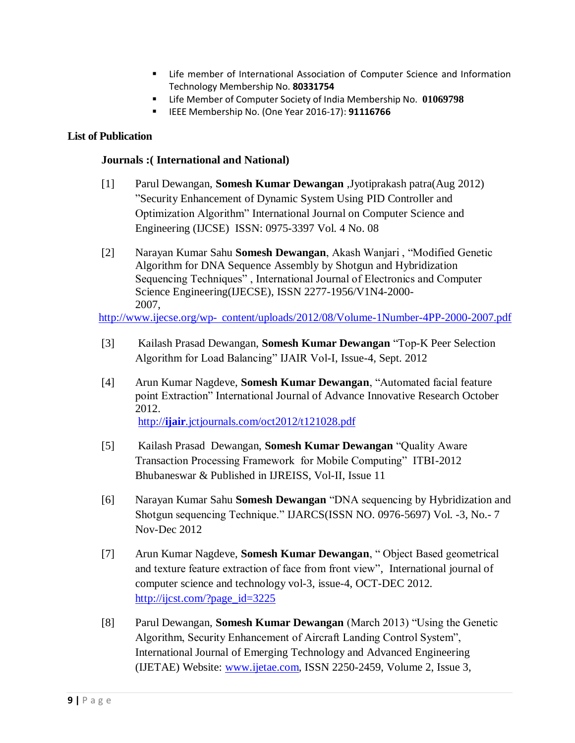- Life member of International Association of Computer Science and Information Technology Membership No. **80331754**
- Life Member of Computer Society of India Membership No. **01069798**
- IEEE Membership No. (One Year 2016-17): **91116766**

**List of Publication**

**Journals :( International and National)**

[1] Parul Dewangan, **Somesh Kumar Dewangan** ,Jyotiprakash patra(Aug 2012) ”Security Enhancement of Dynamic System Using PID Controller and Optimization Algorithm” International Journal on Computer Science and Engineering (IJCSE) ISSN: 0975-3397 Vol. 4 No. 08

[2] Narayan Kumar Sahu **Somesh Dewangan**, Akash Wanjari , “Modified Genetic Algorithm for DNA Sequence Assembly by Shotgun and Hybridization Sequencing Techniques” , International Journal of Electronics and Computer Science Engineering(IJECSE), ISSN 2277-1956/V1N4-2000-2007, http://www.ijecse.org/wp- content/uploads/2012/08/Volume-1Number-4PP-2000-2007.pdf

[3] Kailash Prasad Dewangan, **Somesh Kumar Dewangan** “Top-K Peer Selection Algorithm for Load Balancing” IJAIR Vol-I, Issue-4, Sept. 2012

[4] Arun Kumar Nagdeve, **Somesh Kumar Dewangan**, “Automated facial feature point Extraction” International Journal of Advance Innovative Research October 2012. http://**ijair**.jctjournals.com/oct2012/t121028.pdf

[5] Kailash Prasad Dewangan, **Somesh Kumar Dewangan** “Quality Aware Transaction Processing Framework for Mobile Computing” ITBI-2012 Bhubaneswar & Published in IJREISS, Vol-II, Issue 11

[6] Narayan Kumar Sahu **Somesh Dewangan** “DNA sequencing by Hybridization and Shotgun sequencing Technique.” IJARCS(ISSN NO. 0976-5697) Vol. -3, No.- 7 Nov-Dec 2012

[7] Arun Kumar Nagdeve, **Somesh Kumar Dewangan**, “ Object Based geometrical and texture feature extraction of face from front view”, International journal of computer science and technology vol-3, issue-4, OCT-DEC 2012. http://ijcst.com/?page_id=3225

[8] Parul Dewangan, **Somesh Kumar Dewangan** (March 2013) “Using the Genetic Algorithm, Security Enhancement of Aircraft Landing Control System”, International Journal of Emerging Technology and Advanced Engineering (IJETAE) Website: www.ijetae.com, ISSN 2250-2459, Volume 2, Issue 3,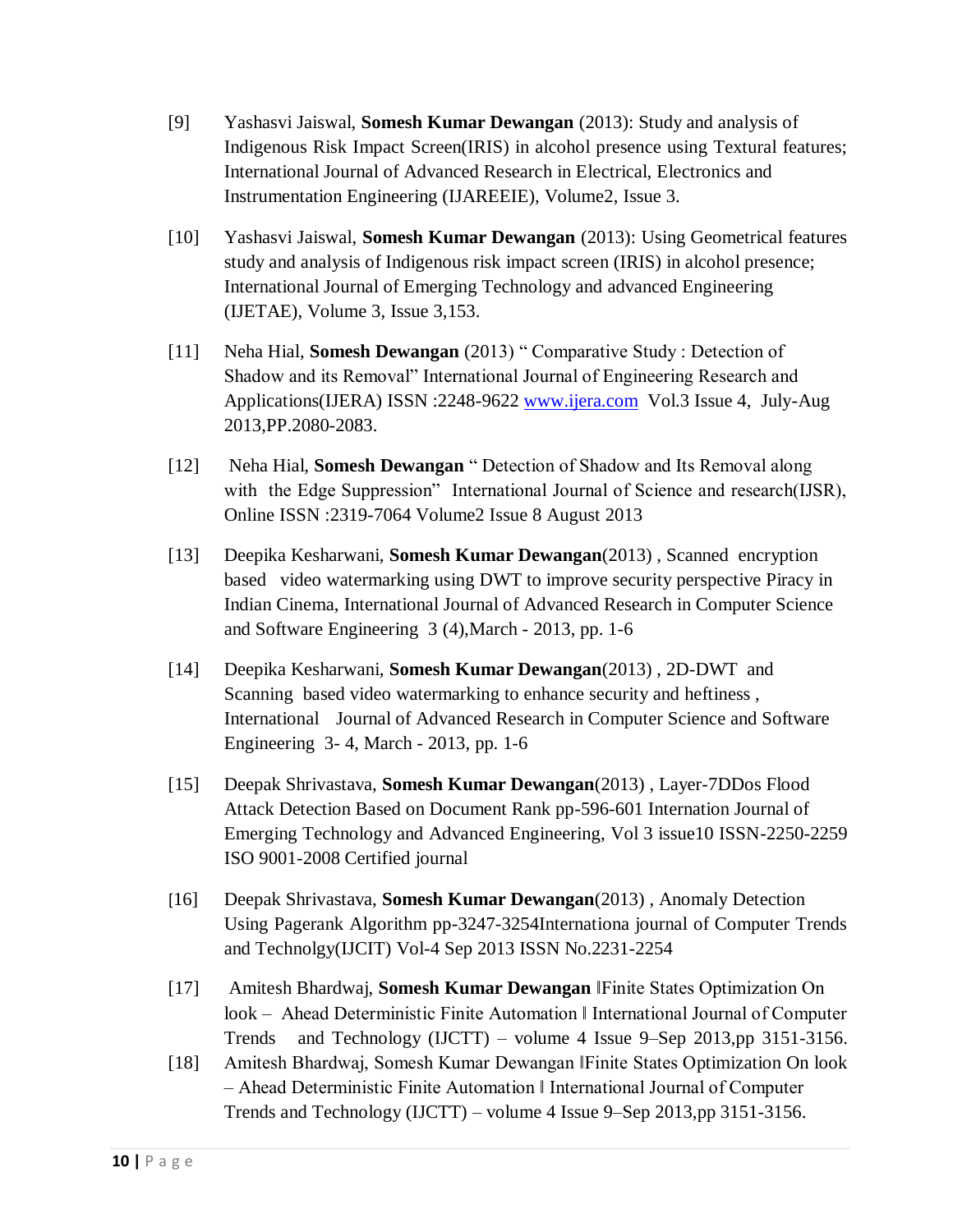[9] Yashasvi Jaiswal, **Somesh Kumar Dewangan** (2013): Study and analysis of Indigenous Risk Impact Screen(IRIS) in alcohol presence using Textural features; International Journal of Advanced Research in Electrical, Electronics and Instrumentation Engineering (IJAREEIE), Volume2, Issue 3.

[10] Yashasvi Jaiswal, **Somesh Kumar Dewangan** (2013): Using Geometrical features study and analysis of Indigenous risk impact screen (IRIS) in alcohol presence; International Journal of Emerging Technology and advanced Engineering (IJETAE), Volume 3, Issue 3,153.

[11] Neha Hial, **Somesh Dewangan** (2013) " Comparative Study : Detection of Shadow and its Removal" International Journal of Engineering Research and Applications(IJERA) ISSN :2248-9622 www.ijera.com Vol.3 Issue 4, July-Aug 2013,PP.2080-2083.

[12] Neha Hial, **Somesh Dewangan** " Detection of Shadow and Its Removal along with the Edge Suppression" International Journal of Science and research(IJSR), Online ISSN :2319-7064 Volume2 Issue 8 August 2013

[13] Deepika Kesharwani, **Somesh Kumar Dewangan**(2013) , Scanned encryption based video watermarking using DWT to improve security perspective Piracy in Indian Cinema, International Journal of Advanced Research in Computer Science and Software Engineering 3 (4),March - 2013, pp. 1-6

[14] Deepika Kesharwani, **Somesh Kumar Dewangan**(2013) , 2D-DWT and Scanning based video watermarking to enhance security and heftiness , International Journal of Advanced Research in Computer Science and Software Engineering 3- 4, March - 2013, pp. 1-6

[15] Deepak Shrivastava, **Somesh Kumar Dewangan**(2013) , Layer-7DDos Flood Attack Detection Based on Document Rank pp-596-601 Internation Journal of Emerging Technology and Advanced Engineering, Vol 3 issue10 ISSN-2250-2259 ISO 9001-2008 Certified journal

[16] Deepak Shrivastava, **Somesh Kumar Dewangan**(2013) , Anomaly Detection Using Pagerank Algorithm pp-3247-3254Internationa journal of Computer Trends and Technolgy(IJCIT) Vol-4 Sep 2013 ISSN No.2231-2254

[17] Amitesh Bhardwaj, **Somesh Kumar Dewangan** ‖Finite States Optimization On look – Ahead Deterministic Finite Automation ‖ International Journal of Computer Trends and Technology (IJCTT) – volume 4 Issue 9–Sep 2013,pp 3151-3156.

[18] Amitesh Bhardwaj, Somesh Kumar Dewangan ‖Finite States Optimization On look – Ahead Deterministic Finite Automation ‖ International Journal of Computer Trends and Technology (IJCTT) – volume 4 Issue 9–Sep 2013,pp 3151-3156.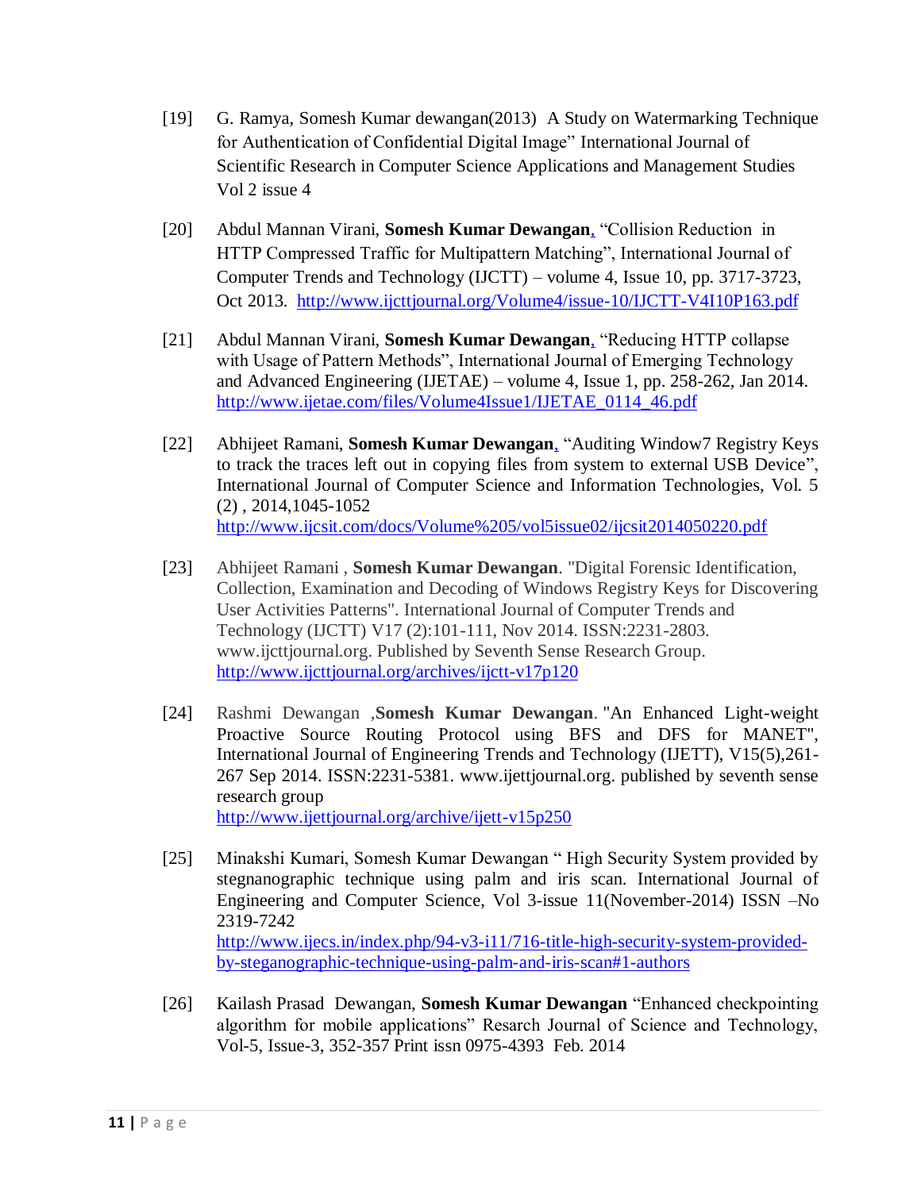[19] G. Ramya, Somesh Kumar dewangan(2013) A Study on Watermarking Technique for Authentication of Confidential Digital Image" International Journal of Scientific Research in Computer Science Applications and Management Studies Vol 2 issue 4

[20] Abdul Mannan Virani, **Somesh Kumar Dewangan**, "Collision Reduction in HTTP Compressed Traffic for Multipattern Matching", International Journal of Computer Trends and Technology (IJCTT) – volume 4, Issue 10, pp. 3717-3723, Oct 2013. http://www.ijcttjournal.org/Volume4/issue-10/IJCTT-V4I10P163.pdf

[21] Abdul Mannan Virani, **Somesh Kumar Dewangan**, "Reducing HTTP collapse with Usage of Pattern Methods", International Journal of Emerging Technology and Advanced Engineering (IJETAE) – volume 4, Issue 1, pp. 258-262, Jan 2014. http://www.ijetae.com/files/Volume4Issue1/IJETAE_0114_46.pdf

[22] Abhijeet Ramani, **Somesh Kumar Dewangan**, "Auditing Window7 Registry Keys to track the traces left out in copying files from system to external USB Device", International Journal of Computer Science and Information Technologies, Vol. 5 (2) , 2014,1045-1052 http://www.ijcsit.com/docs/Volume%205/vol5issue02/ijcsit2014050220.pdf

[23] Abhijeet Ramani , **Somesh Kumar Dewangan**. "Digital Forensic Identification, Collection, Examination and Decoding of Windows Registry Keys for Discovering User Activities Patterns". International Journal of Computer Trends and Technology (IJCTT) V17 (2):101-111, Nov 2014. ISSN:2231-2803. www.ijcttjournal.org. Published by Seventh Sense Research Group. http://www.ijcttjournal.org/archives/ijctt-v17p120

[24] Rashmi Dewangan ,**Somesh Kumar Dewangan**. "An Enhanced Light-weight Proactive Source Routing Protocol using BFS and DFS for MANET", International Journal of Engineering Trends and Technology (IJETT), V15(5),261-267 Sep 2014. ISSN:2231-5381. www.ijettjournal.org. published by seventh sense research group http://www.ijettjournal.org/archive/ijett-v15p250

[25] Minakshi Kumari, Somesh Kumar Dewangan " High Security System provided by stegnanographic technique using palm and iris scan. International Journal of Engineering and Computer Science, Vol 3-issue 11(November-2014) ISSN –No 2319-7242 http://www.ijecs.in/index.php/94-v3-i11/716-title-high-security-system-provided-by-steganographic-technique-using-palm-and-iris-scan#1-authors

[26] Kailash Prasad Dewangan, **Somesh Kumar Dewangan** "Enhanced checkpointing algorithm for mobile applications" Resarch Journal of Science and Technology, Vol-5, Issue-3, 352-357 Print issn 0975-4393 Feb. 2014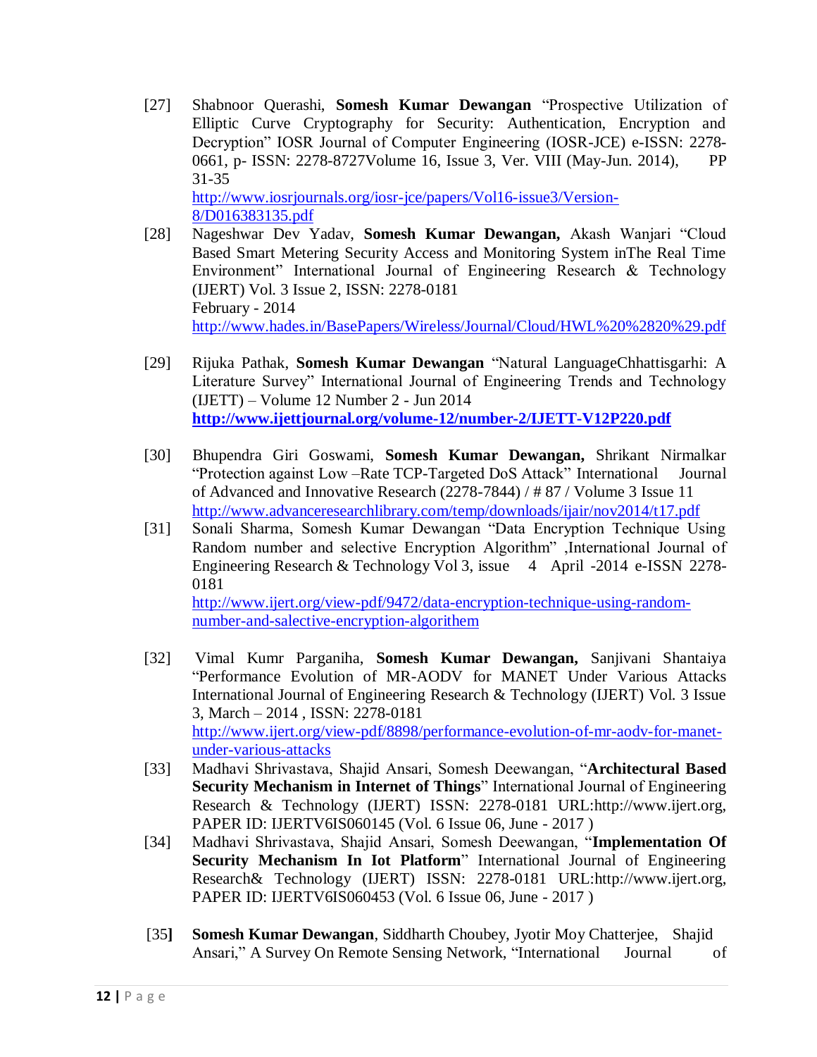[27] Shabnoor Querashi, **Somesh Kumar Dewangan** "Prospective Utilization of Elliptic Curve Cryptography for Security: Authentication, Encryption and Decryption" IOSR Journal of Computer Engineering (IOSR-JCE) e-ISSN: 2278-0661, p- ISSN: 2278-8727Volume 16, Issue 3, Ver. VIII (May-Jun. 2014), PP 31-35
http://www.iosrjournals.org/iosr-jce/papers/Vol16-issue3/Version-8/D016383135.pdf

[28] Nageshwar Dev Yadav, **Somesh Kumar Dewangan,** Akash Wanjari "Cloud Based Smart Metering Security Access and Monitoring System inThe Real Time Environment" International Journal of Engineering Research & Technology (IJERT) Vol. 3 Issue 2, ISSN: 2278-0181
February - 2014
http://www.hades.in/BasePapers/Wireless/Journal/Cloud/HWL%20%2820%29.pdf

[29] Rijuka Pathak, **Somesh Kumar Dewangan** "Natural LanguageChhattisgarhi: A Literature Survey" International Journal of Engineering Trends and Technology (IJETT) – Volume 12 Number 2 - Jun 2014
**http://www.ijettjournal.org/volume-12/number-2/IJETT-V12P220.pdf**

[30] Bhupendra Giri Goswami, **Somesh Kumar Dewangan,** Shrikant Nirmalkar "Protection against Low –Rate TCP-Targeted DoS Attack" International Journal of Advanced and Innovative Research (2278-7844) / # 87 / Volume 3 Issue 11
http://www.advanceresearchlibrary.com/temp/downloads/ijair/nov2014/t17.pdf

[31] Sonali Sharma, Somesh Kumar Dewangan "Data Encryption Technique Using Random number and selective Encryption Algorithm" ,International Journal of Engineering Research & Technology Vol 3, issue 4 April -2014 e-ISSN 2278-0181
http://www.ijert.org/view-pdf/9472/data-encryption-technique-using-random-number-and-salective-encryption-algorithem

[32] Vimal Kumr Parganiha, **Somesh Kumar Dewangan,** Sanjivani Shantaiya "Performance Evolution of MR-AODV for MANET Under Various Attacks International Journal of Engineering Research & Technology (IJERT) Vol. 3 Issue 3, March – 2014 , ISSN: 2278-0181
http://www.ijert.org/view-pdf/8898/performance-evolution-of-mr-aodv-for-manet-under-various-attacks

[33] Madhavi Shrivastava, Shajid Ansari, Somesh Deewangan, "**Architectural Based Security Mechanism in Internet of Things**" International Journal of Engineering Research & Technology (IJERT) ISSN: 2278-0181 URL:http://www.ijert.org, PAPER ID: IJERTV6IS060145 (Vol. 6 Issue 06, June - 2017 )

[34] Madhavi Shrivastava, Shajid Ansari, Somesh Deewangan, "**Implementation Of Security Mechanism In Iot Platform**" International Journal of Engineering Research& Technology (IJERT) ISSN: 2278-0181 URL:http://www.ijert.org, PAPER ID: IJERTV6IS060453 (Vol. 6 Issue 06, June - 2017 )

[35] **Somesh Kumar Dewangan**, Siddharth Choubey, Jyotir Moy Chatterjee, Shajid Ansari," A Survey On Remote Sensing Network, "International Journal of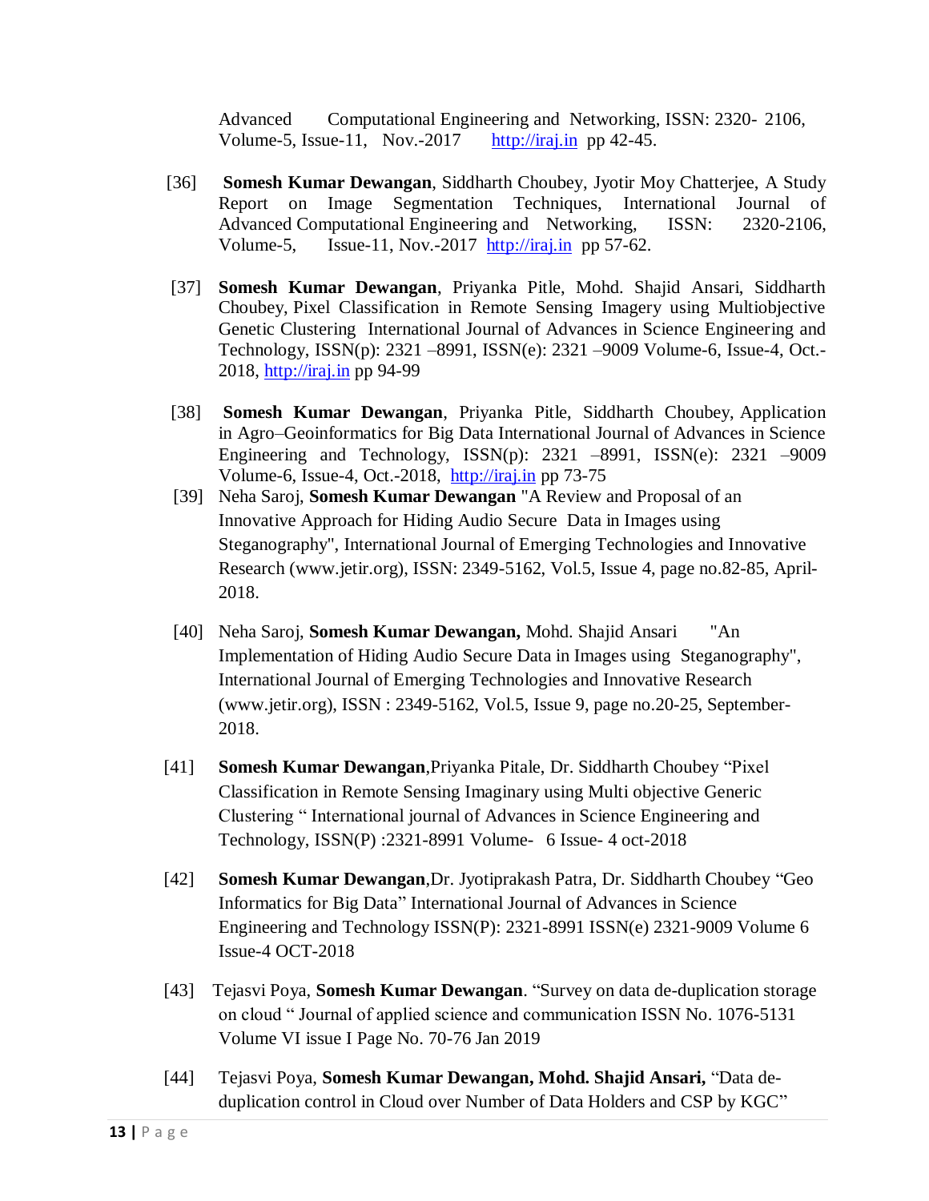Advanced Computational Engineering and Networking, ISSN: 2320- 2106, Volume-5, Issue-11, Nov.-2017 http://iraj.in pp 42-45.

[36] **Somesh Kumar Dewangan**, Siddharth Choubey, Jyotir Moy Chatterjee, A Study Report on Image Segmentation Techniques, International Journal of Advanced Computational Engineering and Networking, ISSN: 2320-2106, Volume-5, Issue-11, Nov.-2017 http://iraj.in pp 57-62.

[37] **Somesh Kumar Dewangan**, Priyanka Pitle, Mohd. Shajid Ansari, Siddharth Choubey, Pixel Classification in Remote Sensing Imagery using Multiobjective Genetic Clustering International Journal of Advances in Science Engineering and Technology, ISSN(p): 2321 –8991, ISSN(e): 2321 –9009 Volume-6, Issue-4, Oct.-2018, http://iraj.in pp 94-99

[38] **Somesh Kumar Dewangan**, Priyanka Pitle, Siddharth Choubey, Application in Agro–Geoinformatics for Big Data International Journal of Advances in Science Engineering and Technology, ISSN(p): 2321 –8991, ISSN(e): 2321 –9009 Volume-6, Issue-4, Oct.-2018, http://iraj.in pp 73-75

[39] Neha Saroj, **Somesh Kumar Dewangan** "A Review and Proposal of an Innovative Approach for Hiding Audio Secure Data in Images using Steganography", International Journal of Emerging Technologies and Innovative Research (www.jetir.org), ISSN: 2349-5162, Vol.5, Issue 4, page no.82-85, April-2018.

[40] Neha Saroj, **Somesh Kumar Dewangan,** Mohd. Shajid Ansari "An Implementation of Hiding Audio Secure Data in Images using Steganography", International Journal of Emerging Technologies and Innovative Research (www.jetir.org), ISSN : 2349-5162, Vol.5, Issue 9, page no.20-25, September-2018.

[41] **Somesh Kumar Dewangan**,Priyanka Pitale, Dr. Siddharth Choubey "Pixel Classification in Remote Sensing Imaginary using Multi objective Generic Clustering " International journal of Advances in Science Engineering and Technology, ISSN(P) :2321-8991 Volume- 6 Issue- 4 oct-2018

[42] **Somesh Kumar Dewangan**,Dr. Jyotiprakash Patra, Dr. Siddharth Choubey "Geo Informatics for Big Data" International Journal of Advances in Science Engineering and Technology ISSN(P): 2321-8991 ISSN(e) 2321-9009 Volume 6 Issue-4 OCT-2018

[43] Tejasvi Poya, **Somesh Kumar Dewangan**. "Survey on data de-duplication storage on cloud " Journal of applied science and communication ISSN No. 1076-5131 Volume VI issue I Page No. 70-76 Jan 2019

[44] Tejasvi Poya, **Somesh Kumar Dewangan, Mohd. Shajid Ansari,** "Data de-duplication control in Cloud over Number of Data Holders and CSP by KGC"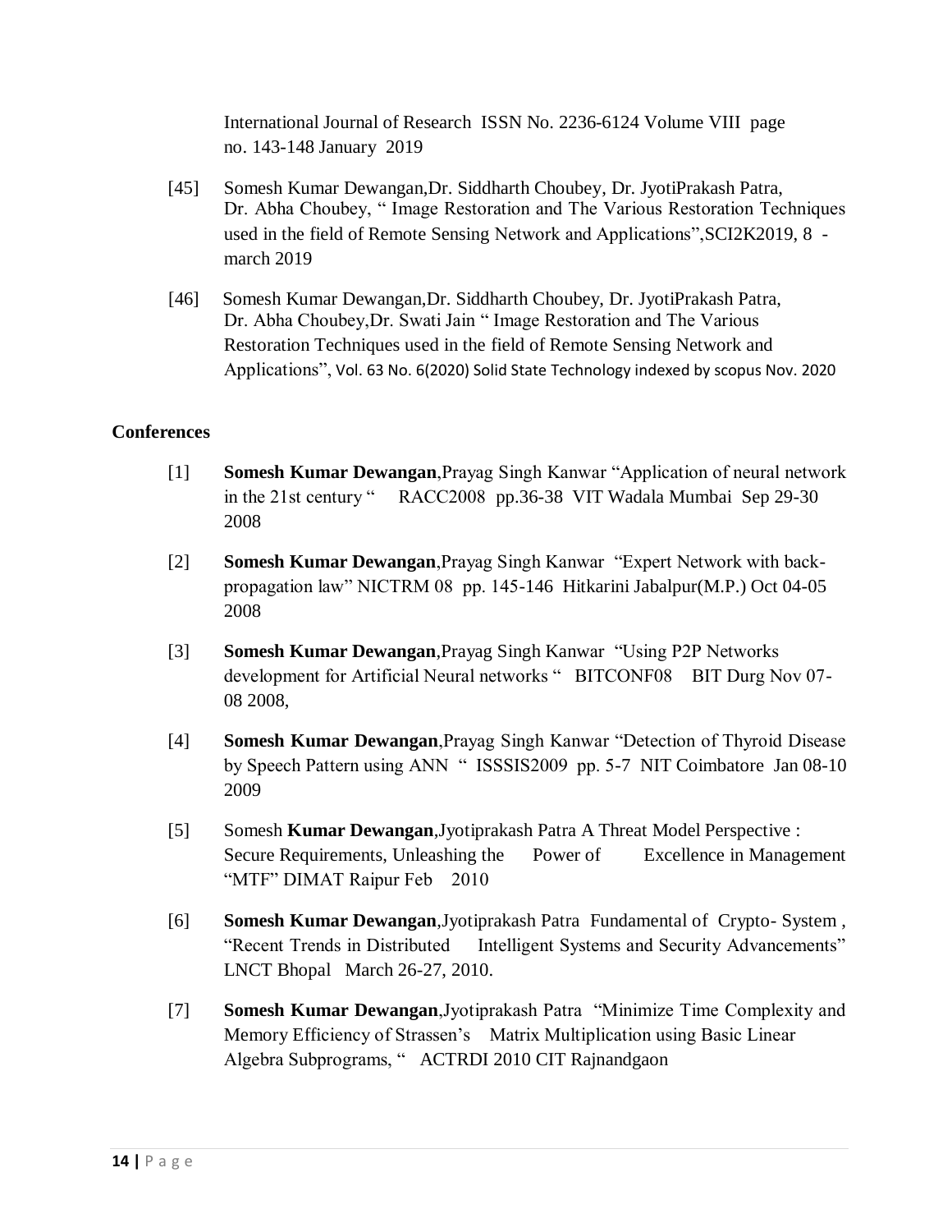International Journal of Research ISSN No. 2236-6124 Volume VIII page no. 143-148 January 2019

[45] Somesh Kumar Dewangan,Dr. Siddharth Choubey, Dr. JyotiPrakash Patra, Dr. Abha Choubey, " Image Restoration and The Various Restoration Techniques used in the field of Remote Sensing Network and Applications",SCI2K2019, 8 - march 2019

[46] Somesh Kumar Dewangan,Dr. Siddharth Choubey, Dr. JyotiPrakash Patra, Dr. Abha Choubey,Dr. Swati Jain " Image Restoration and The Various Restoration Techniques used in the field of Remote Sensing Network and Applications", Vol. 63 No. 6(2020) Solid State Technology indexed by scopus Nov. 2020

**Conferences**

[1] **Somesh Kumar Dewangan**,Prayag Singh Kanwar "Application of neural network in the 21st century " RACC2008 pp.36-38 VIT Wadala Mumbai Sep 29-30 2008

[2] **Somesh Kumar Dewangan**,Prayag Singh Kanwar "Expert Network with back-propagation law" NICTRM 08 pp. 145-146 Hitkarini Jabalpur(M.P.) Oct 04-05 2008

[3] **Somesh Kumar Dewangan**,Prayag Singh Kanwar "Using P2P Networks development for Artificial Neural networks " BITCONF08 BIT Durg Nov 07-08 2008,

[4] **Somesh Kumar Dewangan**,Prayag Singh Kanwar "Detection of Thyroid Disease by Speech Pattern using ANN " ISSSIS2009 pp. 5-7 NIT Coimbatore Jan 08-10 2009

[5] Somesh **Kumar Dewangan**,Jyotiprakash Patra A Threat Model Perspective : Secure Requirements, Unleashing the Power of Excellence in Management "MTF" DIMAT Raipur Feb 2010

[6] **Somesh Kumar Dewangan**,Jyotiprakash Patra Fundamental of Crypto- System , "Recent Trends in Distributed Intelligent Systems and Security Advancements" LNCT Bhopal March 26-27, 2010.

[7] **Somesh Kumar Dewangan**,Jyotiprakash Patra "Minimize Time Complexity and Memory Efficiency of Strassen's Matrix Multiplication using Basic Linear Algebra Subprograms, " ACTRDI 2010 CIT Rajnandgaon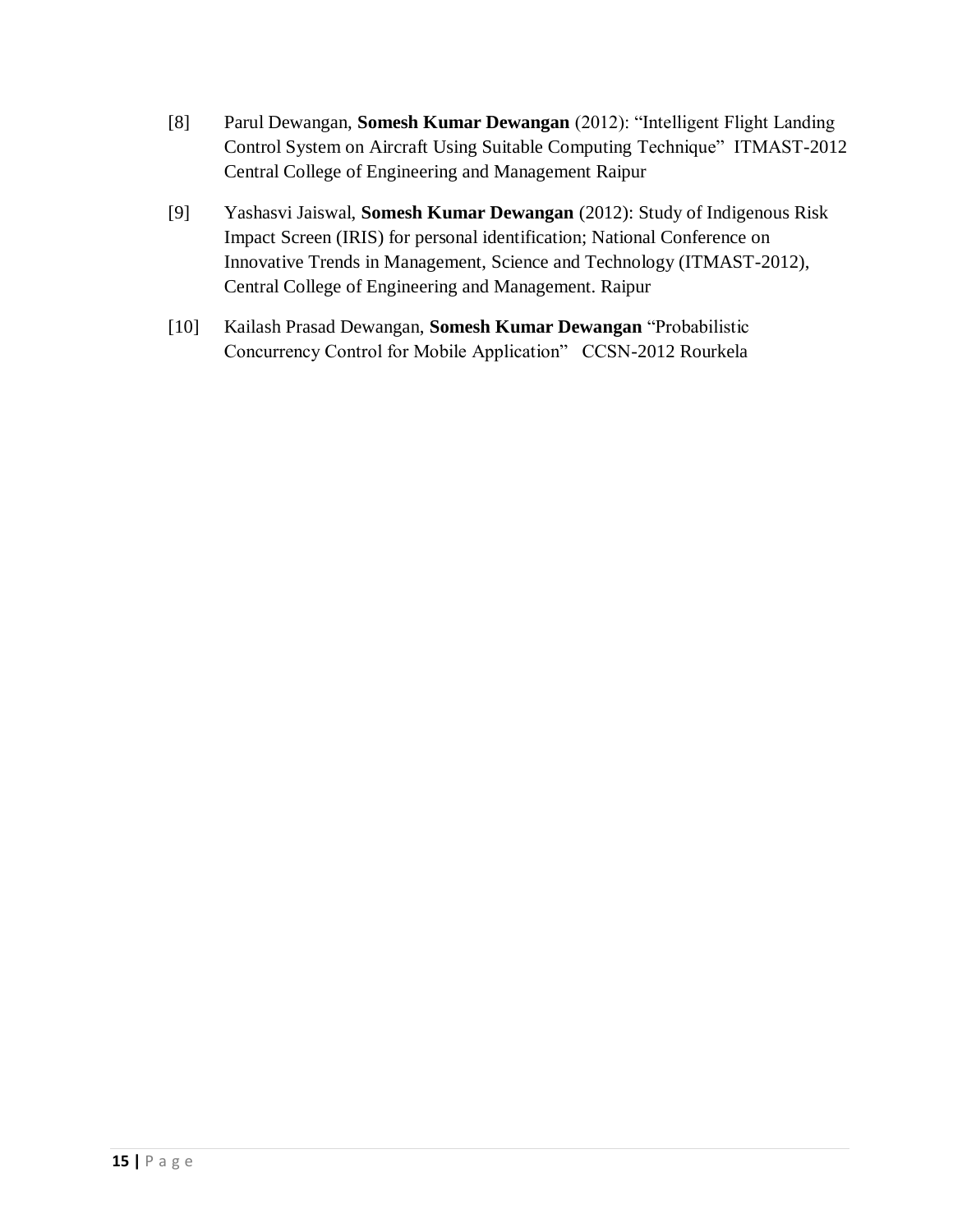[8] Parul Dewangan, **Somesh Kumar Dewangan** (2012): "Intelligent Flight Landing Control System on Aircraft Using Suitable Computing Technique" ITMAST-2012 Central College of Engineering and Management Raipur

[9] Yashasvi Jaiswal, **Somesh Kumar Dewangan** (2012): Study of Indigenous Risk Impact Screen (IRIS) for personal identification; National Conference on Innovative Trends in Management, Science and Technology (ITMAST-2012), Central College of Engineering and Management. Raipur

[10] Kailash Prasad Dewangan, **Somesh Kumar Dewangan** "Probabilistic Concurrency Control for Mobile Application" CCSN-2012 Rourkela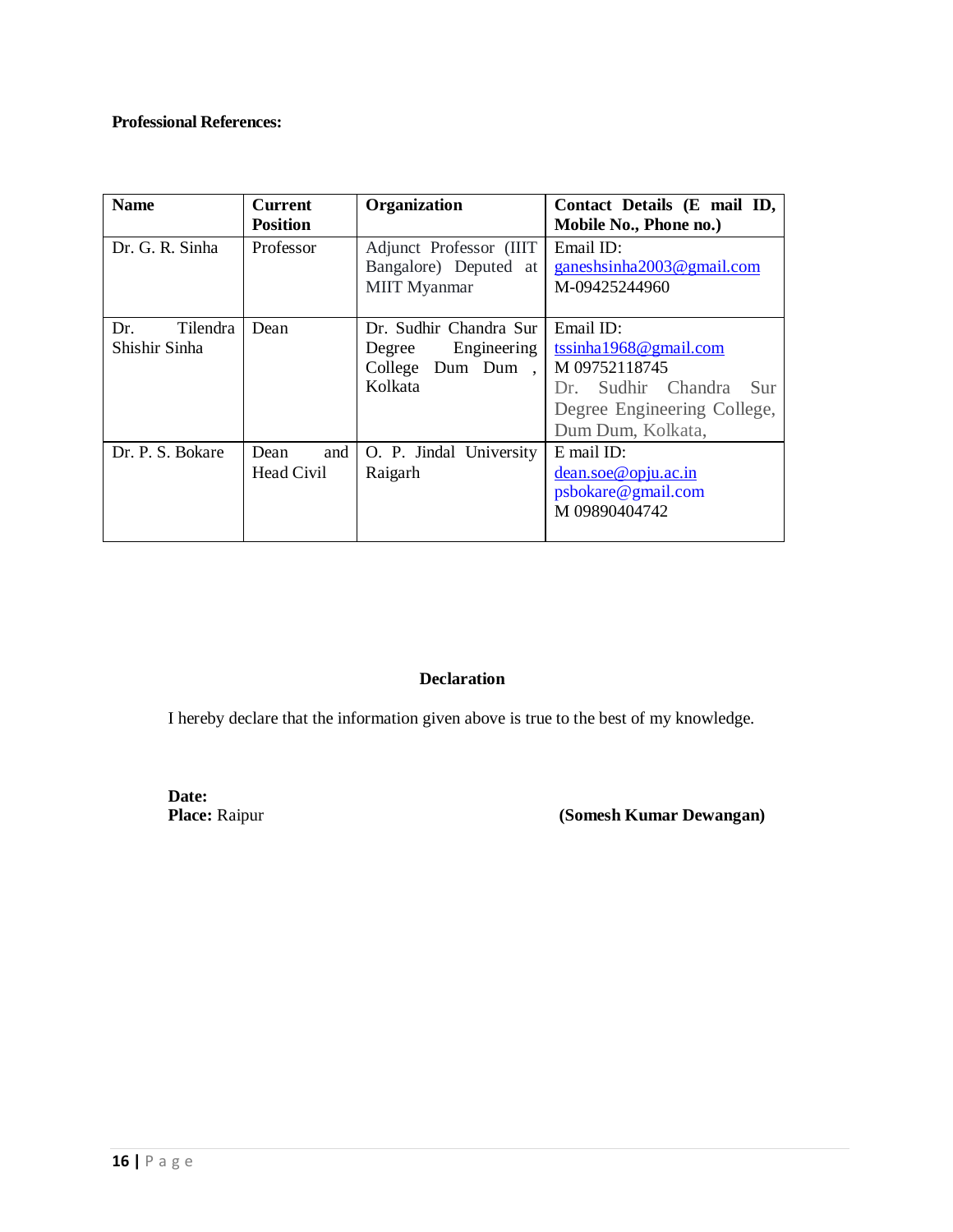**Professional References:**

| Name | Current Position | Organization | Contact Details (E mail ID, Mobile No., Phone no.) |
|---|---|---|---|
| Dr. G. R. Sinha | Professor | Adjunct Professor (IIIT Bangalore) Deputed at MIIT Myanmar | Email ID: ganeshsinha2003@gmail.com M-09425244960 |
| Dr. Tilendra Shishir Sinha | Dean | Dr. Sudhir Chandra Sur Degree Engineering College Dum Dum , Kolkata | Email ID: tssinha1968@gmail.com M 09752118745 Dr. Sudhir Chandra Sur Degree Engineering College, Dum Dum, Kolkata, |
| Dr. P. S. Bokare | Dean and Head Civil | O. P. Jindal University Raigarh | E mail ID: dean.soe@opju.ac.in psbokare@gmail.com M 09890404742 |

**Declaration**

I hereby declare that the information given above is true to the best of my knowledge.

**Date:**
**Place:** Raipur **(Somesh Kumar Dewangan)**